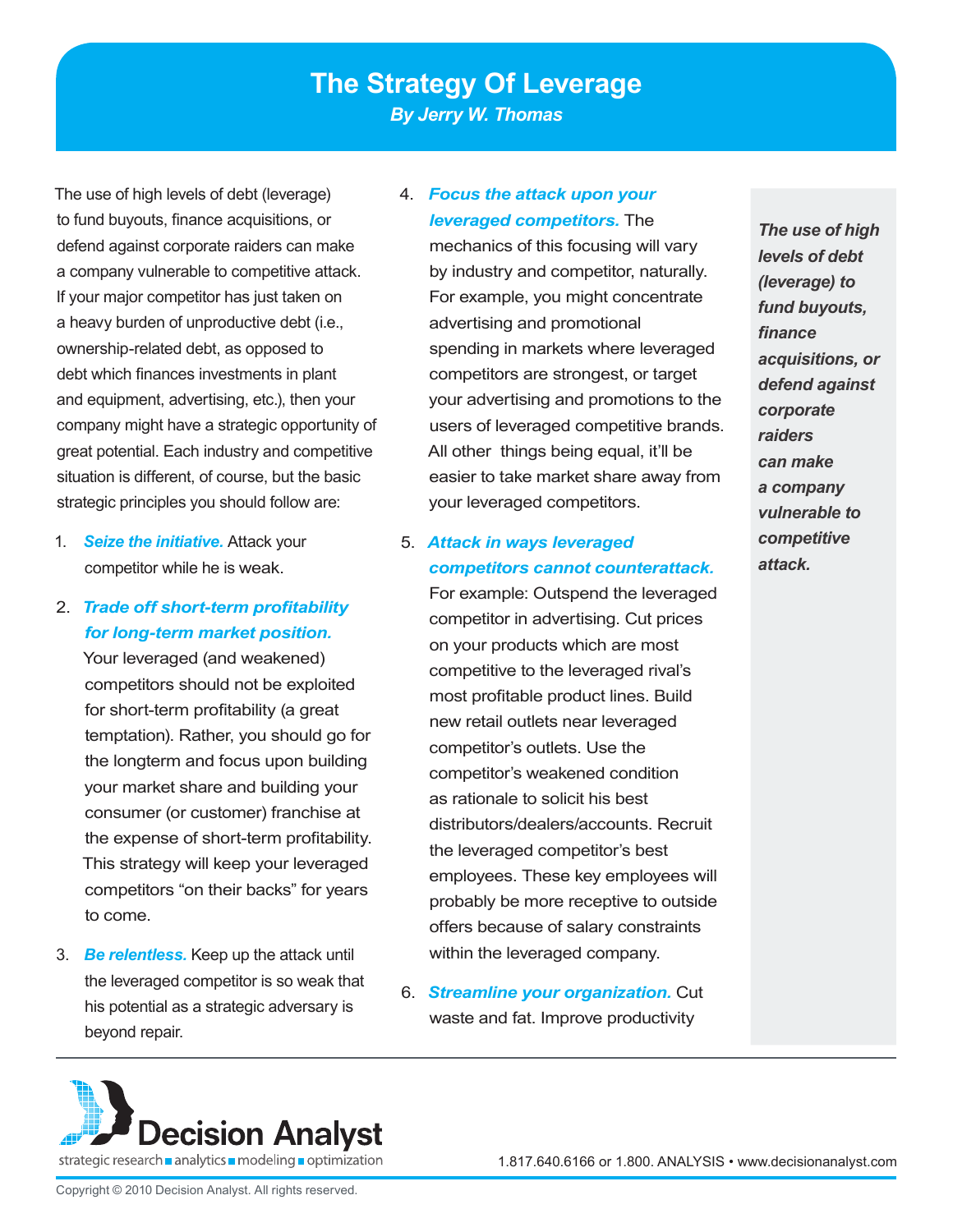# The Strategy Of Leverage

*By Jerry W. Thomas*

The use of high levels of debt (leverage) to fund buyouts, finance acquisitions, or defend against corporate raiders can make a company vulnerable to competitive attack. If your major competitor has just taken on a heavy burden of unproductive debt (i.e., ownership-related debt, as opposed to debt which finances investments in plant and equipment, advertising, etc.), then your company might have a strategic opportunity of great potential. Each industry and competitive situation is different, of course, but the basic strategic principles you should follow are:

1. ***Seize the initiative.*** Attack your competitor while he is weak.

2. ***Trade off short-term profitability for long-term market position.*** Your leveraged (and weakened) competitors should not be exploited for short-term profitability (a great temptation). Rather, you should go for the longterm and focus upon building your market share and building your consumer (or customer) franchise at the expense of short-term profitability. This strategy will keep your leveraged competitors "on their backs" for years to come.

3. ***Be relentless.*** Keep up the attack until the leveraged competitor is so weak that his potential as a strategic adversary is beyond repair.

4. ***Focus the attack upon your leveraged competitors.*** The mechanics of this focusing will vary by industry and competitor, naturally. For example, you might concentrate advertising and promotional spending in markets where leveraged competitors are strongest, or target your advertising and promotions to the users of leveraged competitive brands. All other things being equal, it'll be easier to take market share away from your leveraged competitors.

5. ***Attack in ways leveraged competitors cannot counterattack.*** For example: Outspend the leveraged competitor in advertising. Cut prices on your products which are most competitive to the leveraged rival's most profitable product lines. Build new retail outlets near leveraged competitor's outlets. Use the competitor's weakened condition as rationale to solicit his best distributors/dealers/accounts. Recruit the leveraged competitor's best employees. These key employees will probably be more receptive to outside offers because of salary constraints within the leveraged company.

6. ***Streamline your organization.*** Cut waste and fat. Improve productivity

> ***The use of high levels of debt (leverage) to fund buyouts, finance acquisitions, or defend against corporate raiders can make a company vulnerable to competitive attack.***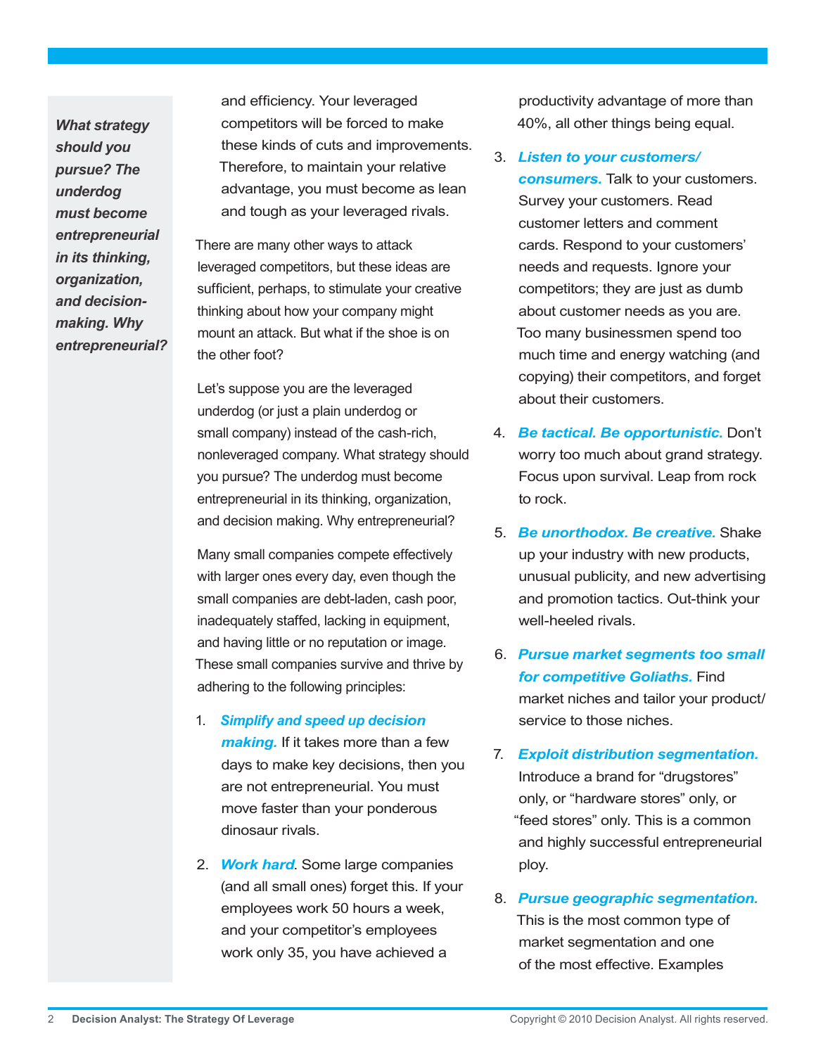*What strategy should you pursue? The underdog must become entrepreneurial in its thinking, organization, and decision-making. Why entrepreneurial?*

and efficiency. Your leveraged competitors will be forced to make these kinds of cuts and improvements. Therefore, to maintain your relative advantage, you must become as lean and tough as your leveraged rivals.

There are many other ways to attack leveraged competitors, but these ideas are sufficient, perhaps, to stimulate your creative thinking about how your company might mount an attack. But what if the shoe is on the other foot?

Let's suppose you are the leveraged underdog (or just a plain underdog or small company) instead of the cash-rich, nonleveraged company. What strategy should you pursue? The underdog must become entrepreneurial in its thinking, organization, and decision making. Why entrepreneurial?

Many small companies compete effectively with larger ones every day, even though the small companies are debt-laden, cash poor, inadequately staffed, lacking in equipment, and having little or no reputation or image. These small companies survive and thrive by adhering to the following principles:

1. ***Simplify and speed up decision making.*** If it takes more than a few days to make key decisions, then you are not entrepreneurial. You must move faster than your ponderous dinosaur rivals.
2. ***Work hard.*** Some large companies (and all small ones) forget this. If your employees work 50 hours a week, and your competitor's employees work only 35, you have achieved a productivity advantage of more than 40%, all other things being equal.
3. ***Listen to your customers/ consumers.*** Talk to your customers. Survey your customers. Read customer letters and comment cards. Respond to your customers' needs and requests. Ignore your competitors; they are just as dumb about customer needs as you are. Too many businessmen spend too much time and energy watching (and copying) their competitors, and forget about their customers.
4. ***Be tactical. Be opportunistic.*** Don't worry too much about grand strategy. Focus upon survival. Leap from rock to rock.
5. ***Be unorthodox. Be creative.*** Shake up your industry with new products, unusual publicity, and new advertising and promotion tactics. Out-think your well-heeled rivals.
6. ***Pursue market segments too small for competitive Goliaths.*** Find market niches and tailor your product/ service to those niches.
7. ***Exploit distribution segmentation.*** Introduce a brand for "drugstores" only, or "hardware stores" only, or "feed stores" only. This is a common and highly successful entrepreneurial ploy.
8. ***Pursue geographic segmentation.*** This is the most common type of market segmentation and one of the most effective. Examples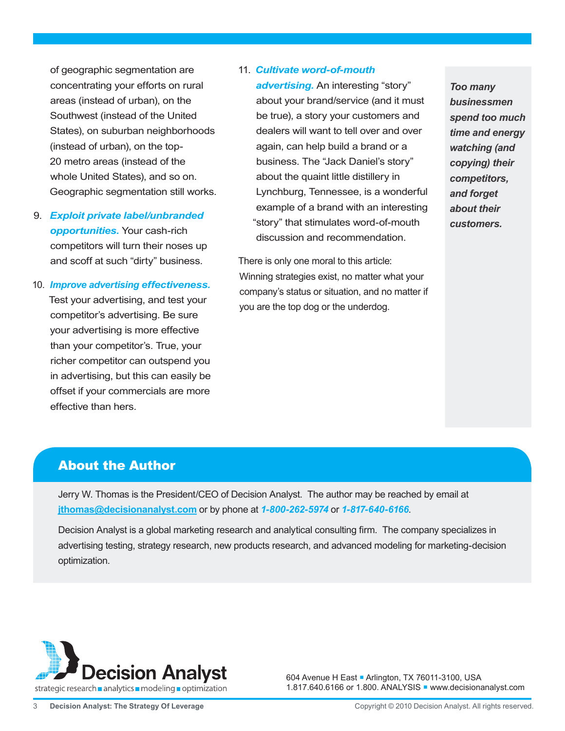of geographic segmentation are concentrating your efforts on rural areas (instead of urban), on the Southwest (instead of the United States), on suburban neighborhoods (instead of urban), on the top-20 metro areas (instead of the whole United States), and so on. Geographic segmentation still works.

9. ***Exploit private label/unbranded opportunities.*** Your cash-rich competitors will turn their noses up and scoff at such "dirty" business.

10. ***Improve advertising effectiveness.*** Test your advertising, and test your competitor's advertising. Be sure your advertising is more effective than your competitor's. True, your richer competitor can outspend you in advertising, but this can easily be offset if your commercials are more effective than hers.

11. ***Cultivate word-of-mouth advertising.*** An interesting "story" about your brand/service (and it must be true), a story your customers and dealers will want to tell over and over again, can help build a brand or a business. The "Jack Daniel's story" about the quaint little distillery in Lynchburg, Tennessee, is a wonderful example of a brand with an interesting "story" that stimulates word-of-mouth discussion and recommendation.

There is only one moral to this article: Winning strategies exist, no matter what your company's status or situation, and no matter if you are the top dog or the underdog.

***Too many businessmen spend too much time and energy watching (and copying) their competitors, and forget about their customers.***

## About the Author

Jerry W. Thomas is the President/CEO of Decision Analyst. The author may be reached by email at jthomas@decisionanalyst.com or by phone at ***1-800-262-5974*** or ***1-817-640-6166***.

Decision Analyst is a global marketing research and analytical consulting firm. The company specializes in advertising testing, strategy research, new products research, and advanced modeling for marketing-decision optimization.

Decision Analyst
strategic research ▪ analytics ▪ modeling ▪ optimization

604 Avenue H East ▪ Arlington, TX 76011-3100, USA
1.817.640.6166 or 1.800. ANALYSIS ▪ www.decisionanalyst.com

Copyright © 2010 Decision Analyst. All rights reserved.